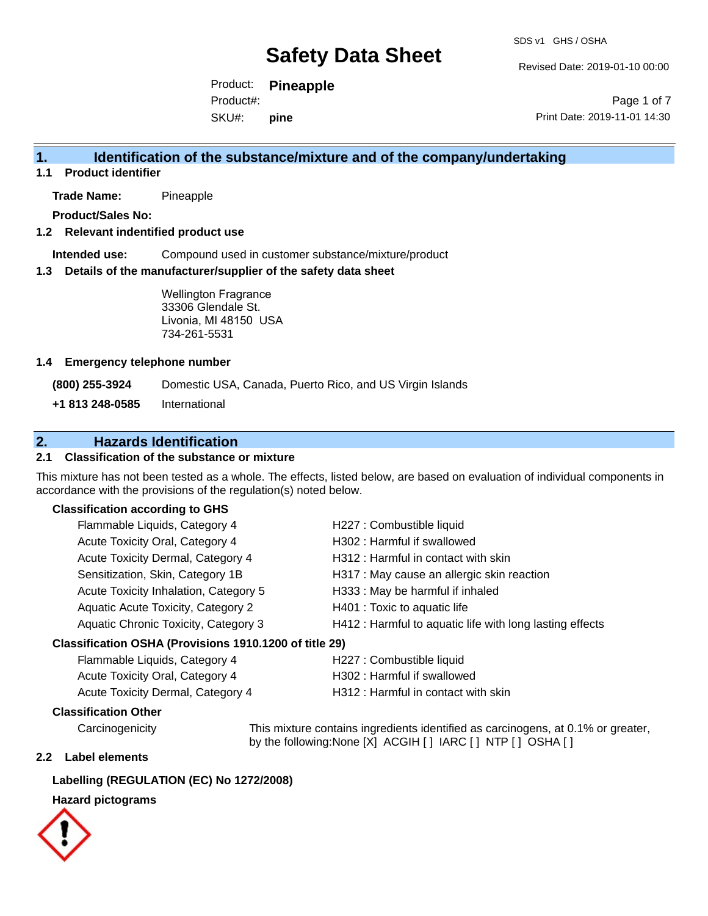# Safety Data Sheet

SDS v1 GHS / OSHA

Revised Date: 2019-01-10 00:00

Product: **Pineapple**

Product#:

SKU#: **pine**

Print Date: 2019-11-01 14:30

## 1. Identification of the substance/mixture and of the company/undertaking

### 1.1 Product identifier

**Trade Name:** Pineapple

**Product/Sales No:**

### 1.2 Relevant identified product use

**Intended use:** Compound used in customer substance/mixture/product

### 1.3 Details of the manufacturer/supplier of the safety data sheet

Wellington Fragrance
33306 Glendale St.
Livonia, MI 48150 USA
734-261-5531

### 1.4 Emergency telephone number

**(800) 255-3924** Domestic USA, Canada, Puerto Rico, and US Virgin Islands

**+1 813 248-0585** International

## 2. Hazards Identification

### 2.1 Classification of the substance or mixture

This mixture has not been tested as a whole. The effects, listed below, are based on evaluation of individual components in accordance with the provisions of the regulation(s) noted below.

**Classification according to GHS**

| | |
|---|---|
| Flammable Liquids, Category 4 | H227 : Combustible liquid |
| Acute Toxicity Oral, Category 4 | H302 : Harmful if swallowed |
| Acute Toxicity Dermal, Category 4 | H312 : Harmful in contact with skin |
| Sensitization, Skin, Category 1B | H317 : May cause an allergic skin reaction |
| Acute Toxicity Inhalation, Category 5 | H333 : May be harmful if inhaled |
| Aquatic Acute Toxicity, Category 2 | H401 : Toxic to aquatic life |
| Aquatic Chronic Toxicity, Category 3 | H412 : Harmful to aquatic life with long lasting effects |

**Classification OSHA (Provisions 1910.1200 of title 29)**

| | |
|---|---|
| Flammable Liquids, Category 4 | H227 : Combustible liquid |
| Acute Toxicity Oral, Category 4 | H302 : Harmful if swallowed |
| Acute Toxicity Dermal, Category 4 | H312 : Harmful in contact with skin |

**Classification Other**

Carcinogenicity: This mixture contains ingredients identified as carcinogens, at 0.1% or greater, by the following:None [X] ACGIH [ ] IARC [ ] NTP [ ] OSHA [ ]

### 2.2 Label elements

**Labelling (REGULATION (EC) No 1272/2008)**

**Hazard pictograms**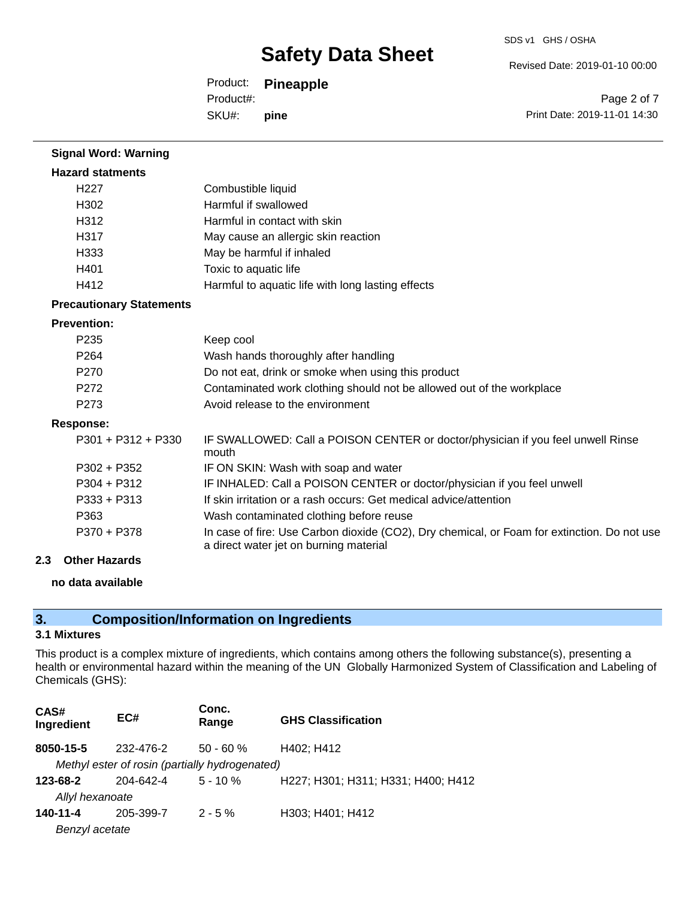**Signal Word: Warning**

**Hazard statments**

| | |
|---|---|
| H227 | Combustible liquid |
| H302 | Harmful if swallowed |
| H312 | Harmful in contact with skin |
| H317 | May cause an allergic skin reaction |
| H333 | May be harmful if inhaled |
| H401 | Toxic to aquatic life |
| H412 | Harmful to aquatic life with long lasting effects |

**Precautionary Statements**

**Prevention:**

| | |
|---|---|
| P235 | Keep cool |
| P264 | Wash hands thoroughly after handling |
| P270 | Do not eat, drink or smoke when using this product |
| P272 | Contaminated work clothing should not be allowed out of the workplace |
| P273 | Avoid release to the environment |

**Response:**

| | |
|---|---|
| P301 + P312 + P330 | IF SWALLOWED: Call a POISON CENTER or doctor/physician if you feel unwell Rinse mouth |
| P302 + P352 | IF ON SKIN: Wash with soap and water |
| P304 + P312 | IF INHALED: Call a POISON CENTER or doctor/physician if you feel unwell |
| P333 + P313 | If skin irritation or a rash occurs: Get medical advice/attention |
| P363 | Wash contaminated clothing before reuse |
| P370 + P378 | In case of fire: Use Carbon dioxide ($CO_2$), Dry chemical, or Foam for extinction. Do not use a direct water jet on burning material |

### 2.3 Other Hazards

**no data available**

## 3. Composition/Information on Ingredients

### 3.1 Mixtures

This product is a complex mixture of ingredients, which contains among others the following substance(s), presenting a health or environmental hazard within the meaning of the UN Globally Harmonized System of Classification and Labeling of Chemicals (GHS):

| CAS# Ingredient | EC# | Conc. Range | GHS Classification |
|---|---|---|---|
| **8050-15-5** | 232-476-2 | 50 - 60 % | H402; H412 |
| *Methyl ester of rosin (partially hydrogenated)* | | | |
| **123-68-2** | 204-642-4 | 5 - 10 % | H227; H301; H311; H331; H400; H412 |
| *Allyl hexanoate* | | | |
| **140-11-4** | 205-399-7 | 2 - 5 % | H303; H401; H412 |
| *Benzyl acetate* | | | |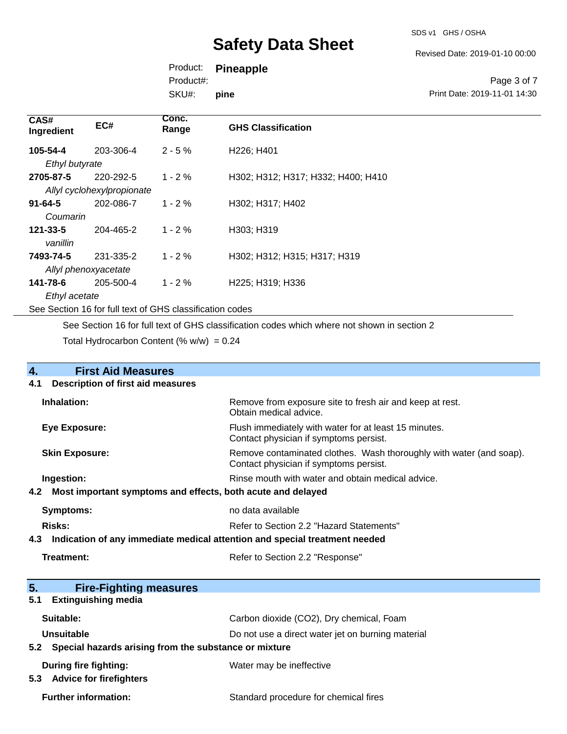| CAS# Ingredient | EC# | Conc. Range | GHS Classification |
|---|---|---|---|
| **105-54-4** *Ethyl butyrate* | 203-306-4 | 2 - 5 % | H226; H401 |
| **2705-87-5** *Allyl cyclohexylpropionate* | 220-292-5 | 1 - 2 % | H302; H312; H317; H332; H400; H410 |
| **91-64-5** *Coumarin* | 202-086-7 | 1 - 2 % | H302; H317; H402 |
| **121-33-5** *vanillin* | 204-465-2 | 1 - 2 % | H303; H319 |
| **7493-74-5** *Allyl phenoxyacetate* | 231-335-2 | 1 - 2 % | H302; H312; H315; H317; H319 |
| **141-78-6** *Ethyl acetate* | 205-500-4 | 1 - 2 % | H225; H319; H336 |

See Section 16 for full text of GHS classification codes

See Section 16 for full text of GHS classification codes which where not shown in section 2

Total Hydrocarbon Content (% w/w) = 0.24

## 4. First Aid Measures

### 4.1 Description of first aid measures

**Inhalation:** Remove from exposure site to fresh air and keep at rest. Obtain medical advice.

**Eye Exposure:** Flush immediately with water for at least 15 minutes. Contact physician if symptoms persist.

**Skin Exposure:** Remove contaminated clothes. Wash thoroughly with water (and soap). Contact physician if symptoms persist.

**Ingestion:** Rinse mouth with water and obtain medical advice.

### 4.2 Most important symptoms and effects, both acute and delayed

**Symptoms:** no data available

**Risks:** Refer to Section 2.2 "Hazard Statements"

### 4.3 Indication of any immediate medical attention and special treatment needed

**Treatment:** Refer to Section 2.2 "Response"

## 5. Fire-Fighting measures

### 5.1 Extinguishing media

**Suitable:** Carbon dioxide ($CO_2$), Dry chemical, Foam

**Unsuitable** Do not use a direct water jet on burning material

### 5.2 Special hazards arising from the substance or mixture

**During fire fighting:** Water may be ineffective

### 5.3 Advice for firefighters

**Further information:** Standard procedure for chemical fires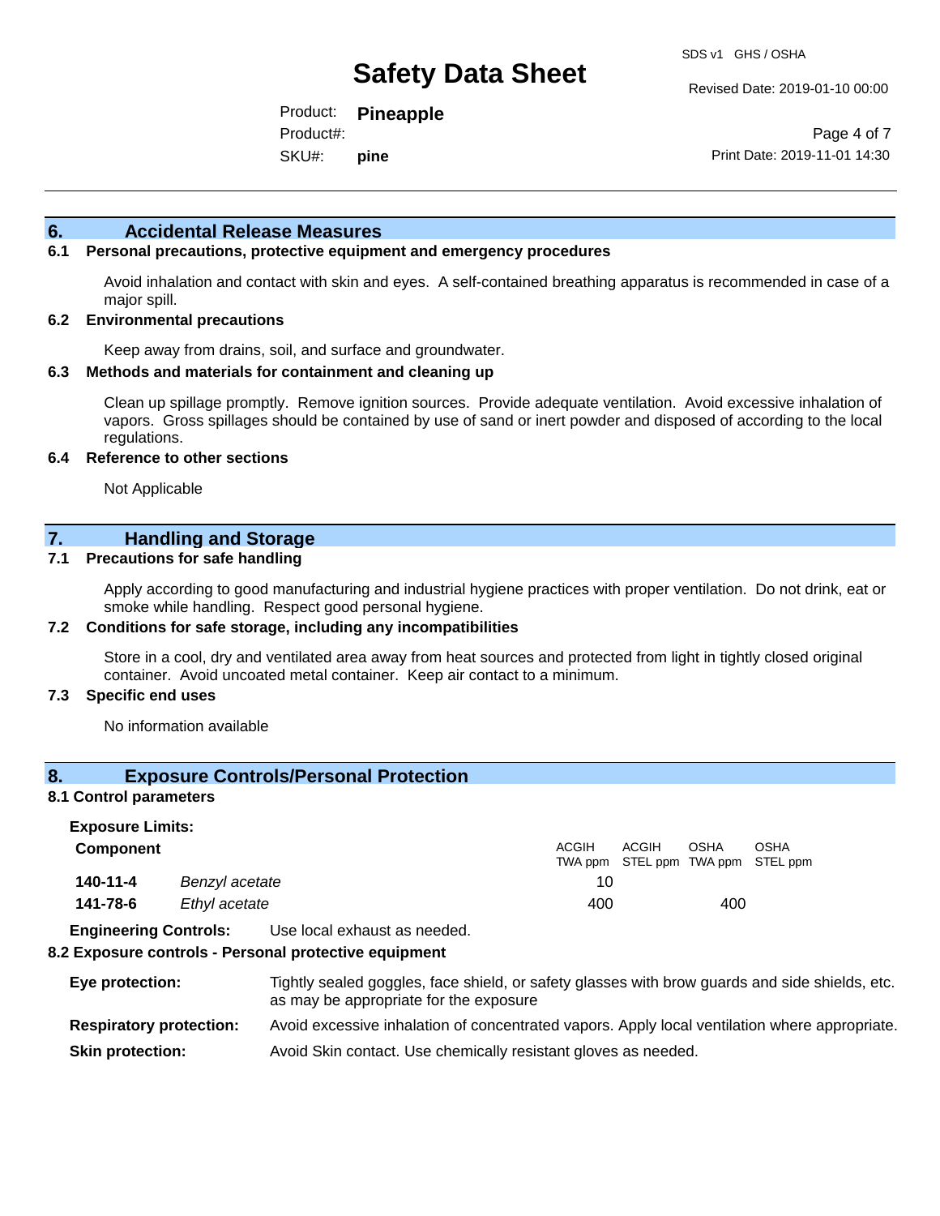## 6. Accidental Release Measures

### 6.1 Personal precautions, protective equipment and emergency procedures

Avoid inhalation and contact with skin and eyes. A self-contained breathing apparatus is recommended in case of a major spill.

### 6.2 Environmental precautions

Keep away from drains, soil, and surface and groundwater.

### 6.3 Methods and materials for containment and cleaning up

Clean up spillage promptly. Remove ignition sources. Provide adequate ventilation. Avoid excessive inhalation of vapors. Gross spillages should be contained by use of sand or inert powder and disposed of according to the local regulations.

### 6.4 Reference to other sections

Not Applicable

## 7. Handling and Storage

### 7.1 Precautions for safe handling

Apply according to good manufacturing and industrial hygiene practices with proper ventilation. Do not drink, eat or smoke while handling. Respect good personal hygiene.

### 7.2 Conditions for safe storage, including any incompatibilities

Store in a cool, dry and ventilated area away from heat sources and protected from light in tightly closed original container. Avoid uncoated metal container. Keep air contact to a minimum.

### 7.3 Specific end uses

No information available

## 8. Exposure Controls/Personal Protection

### 8.1 Control parameters

**Exposure Limits:**

| Component | | ACGIH TWA ppm | ACGIH STEL ppm | OSHA TWA ppm | OSHA STEL ppm |
|---|---|---|---|---|---|
| **140-11-4** | *Benzyl acetate* | 10 | | | |
| **141-78-6** | *Ethyl acetate* | 400 | | 400 | |

**Engineering Controls:** Use local exhaust as needed.

### 8.2 Exposure controls - Personal protective equipment

**Eye protection:** Tightly sealed goggles, face shield, or safety glasses with brow guards and side shields, etc. as may be appropriate for the exposure

**Respiratory protection:** Avoid excessive inhalation of concentrated vapors. Apply local ventilation where appropriate.

**Skin protection:** Avoid Skin contact. Use chemically resistant gloves as needed.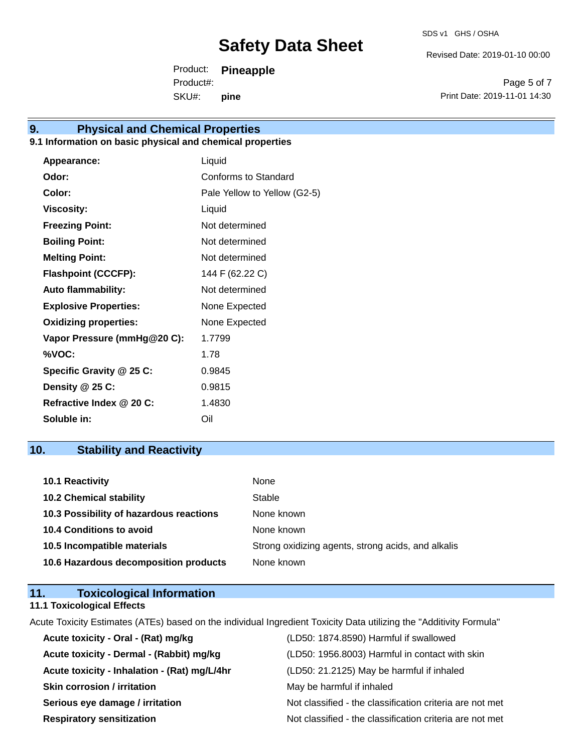## 9. Physical and Chemical Properties

### 9.1 Information on basic physical and chemical properties

| | |
|---|---|
| **Appearance:** | Liquid |
| **Odor:** | Conforms to Standard |
| **Color:** | Pale Yellow to Yellow (G2-5) |
| **Viscosity:** | Liquid |
| **Freezing Point:** | Not determined |
| **Boiling Point:** | Not determined |
| **Melting Point:** | Not determined |
| **Flashpoint (CCCFP):** | 144 F (62.22 C) |
| **Auto flammability:** | Not determined |
| **Explosive Properties:** | None Expected |
| **Oxidizing properties:** | None Expected |
| **Vapor Pressure (mmHg@20 C):** | 1.7799 |
| **%VOC:** | 1.78 |
| **Specific Gravity @ 25 C:** | 0.9845 |
| **Density @ 25 C:** | 0.9815 |
| **Refractive Index @ 20 C:** | 1.4830 |
| **Soluble in:** | Oil |

## 10. Stability and Reactivity

| | |
|---|---|
| **10.1 Reactivity** | None |
| **10.2 Chemical stability** | Stable |
| **10.3 Possibility of hazardous reactions** | None known |
| **10.4 Conditions to avoid** | None known |
| **10.5 Incompatible materials** | Strong oxidizing agents, strong acids, and alkalis |
| **10.6 Hazardous decomposition products** | None known |

## 11. Toxicological Information

### 11.1 Toxicological Effects

Acute Toxicity Estimates (ATEs) based on the individual Ingredient Toxicity Data utilizing the "Additivity Formula"

| | |
|---|---|
| **Acute toxicity - Oral - (Rat) mg/kg** | (LD50: 1874.8590) Harmful if swallowed |
| **Acute toxicity - Dermal - (Rabbit) mg/kg** | (LD50: 1956.8003) Harmful in contact with skin |
| **Acute toxicity - Inhalation - (Rat) mg/L/4hr** | (LD50: 21.2125) May be harmful if inhaled |
| **Skin corrosion / irritation** | May be harmful if inhaled |
| **Serious eye damage / irritation** | Not classified - the classification criteria are not met |
| **Respiratory sensitization** | Not classified - the classification criteria are not met |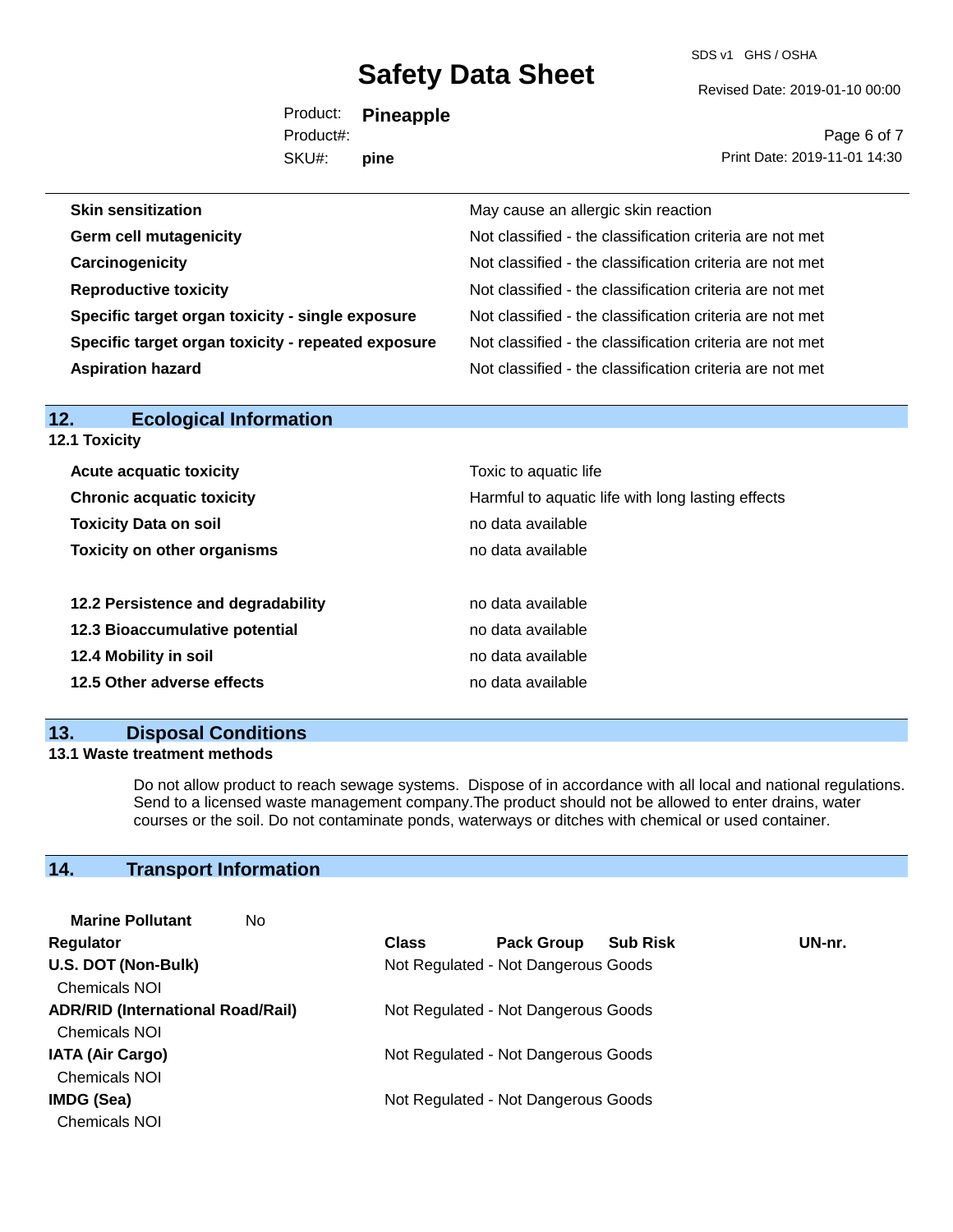| | |
|---|---|
| **Skin sensitization** | May cause an allergic skin reaction |
| **Germ cell mutagenicity** | Not classified - the classification criteria are not met |
| **Carcinogenicity** | Not classified - the classification criteria are not met |
| **Reproductive toxicity** | Not classified - the classification criteria are not met |
| **Specific target organ toxicity - single exposure** | Not classified - the classification criteria are not met |
| **Specific target organ toxicity - repeated exposure** | Not classified - the classification criteria are not met |
| **Aspiration hazard** | Not classified - the classification criteria are not met |

## 12. Ecological Information

### 12.1 Toxicity

| | |
|---|---|
| **Acute acquatic toxicity** | Toxic to aquatic life |
| **Chronic acquatic toxicity** | Harmful to aquatic life with long lasting effects |
| **Toxicity Data on soil** | no data available |
| **Toxicity on other organisms** | no data available |

| | |
|---|---|
| **12.2 Persistence and degradability** | no data available |
| **12.3 Bioaccumulative potential** | no data available |
| **12.4 Mobility in soil** | no data available |
| **12.5 Other adverse effects** | no data available |

## 13. Disposal Conditions

### 13.1 Waste treatment methods

Do not allow product to reach sewage systems. Dispose of in accordance with all local and national regulations. Send to a licensed waste management company.The product should not be allowed to enter drains, water courses or the soil. Do not contaminate ponds, waterways or ditches with chemical or used container.

## 14. Transport Information

**Marine Pollutant** No

| Regulator | Class | Pack Group | Sub Risk | UN-nr. |
|---|---|---|---|---|
| **U.S. DOT (Non-Bulk)**<br>Chemicals NOI | Not Regulated - Not Dangerous Goods | | | |
| **ADR/RID (International Road/Rail)**<br>Chemicals NOI | Not Regulated - Not Dangerous Goods | | | |
| **IATA (Air Cargo)**<br>Chemicals NOI | Not Regulated - Not Dangerous Goods | | | |
| **IMDG (Sea)**<br>Chemicals NOI | Not Regulated - Not Dangerous Goods | | | |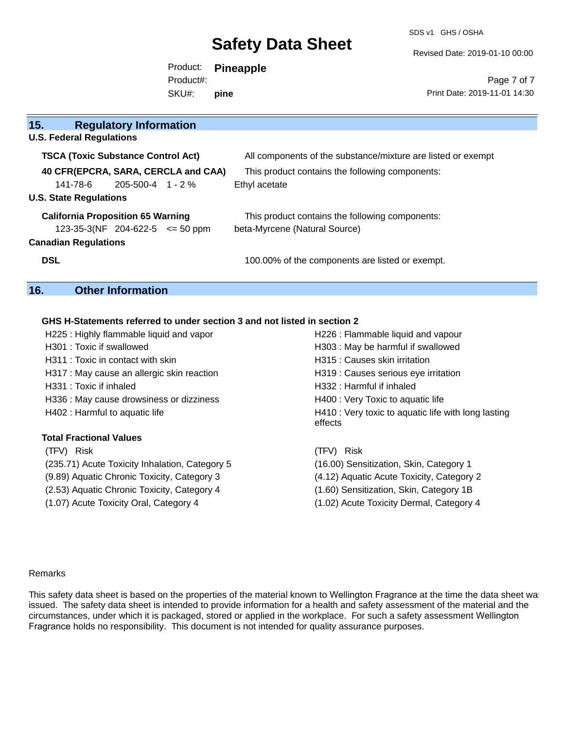## 15. Regulatory Information

**U.S. Federal Regulations**

**TSCA (Toxic Substance Control Act)** — All components of the substance/mixture are listed or exempt

**40 CFR(EPCRA, SARA, CERCLA and CAA)** — This product contains the following components:

| | | | |
|---|---|---|---|
| 141-78-6 | 205-500-4 | 1 - 2 % | Ethyl acetate |

**U.S. State Regulations**

**California Proposition 65 Warning** — This product contains the following components:

| | | | |
|---|---|---|---|
| 123-35-3(NF | 204-622-5 | <= 50 ppm | beta-Myrcene (Natural Source) |

**Canadian Regulations**

**DSL** — 100.00% of the components are listed or exempt.

## 16. Other Information

**GHS H-Statements referred to under section 3 and not listed in section 2**

- H225 : Highly flammable liquid and vapor
- H226 : Flammable liquid and vapour
- H301 : Toxic if swallowed
- H303 : May be harmful if swallowed
- H311 : Toxic in contact with skin
- H315 : Causes skin irritation
- H317 : May cause an allergic skin reaction
- H319 : Causes serious eye irritation
- H331 : Toxic if inhaled
- H332 : Harmful if inhaled
- H336 : May cause drowsiness or dizziness
- H400 : Very Toxic to aquatic life
- H402 : Harmful to aquatic life
- H410 : Very toxic to aquatic life with long lasting effects

**Total Fractional Values**

| (TFV) Risk | (TFV) Risk |
|---|---|
| (235.71) Acute Toxicity Inhalation, Category 5 | (16.00) Sensitization, Skin, Category 1 |
| (9.89) Aquatic Chronic Toxicity, Category 3 | (4.12) Aquatic Acute Toxicity, Category 2 |
| (2.53) Aquatic Chronic Toxicity, Category 4 | (1.60) Sensitization, Skin, Category 1B |
| (1.07) Acute Toxicity Oral, Category 4 | (1.02) Acute Toxicity Dermal, Category 4 |

Remarks

This safety data sheet is based on the properties of the material known to Wellington Fragrance at the time the data sheet was issued. The safety data sheet is intended to provide information for a health and safety assessment of the material and the circumstances, under which it is packaged, stored or applied in the workplace. For such a safety assessment Wellington Fragrance holds no responsibility. This document is not intended for quality assurance purposes.